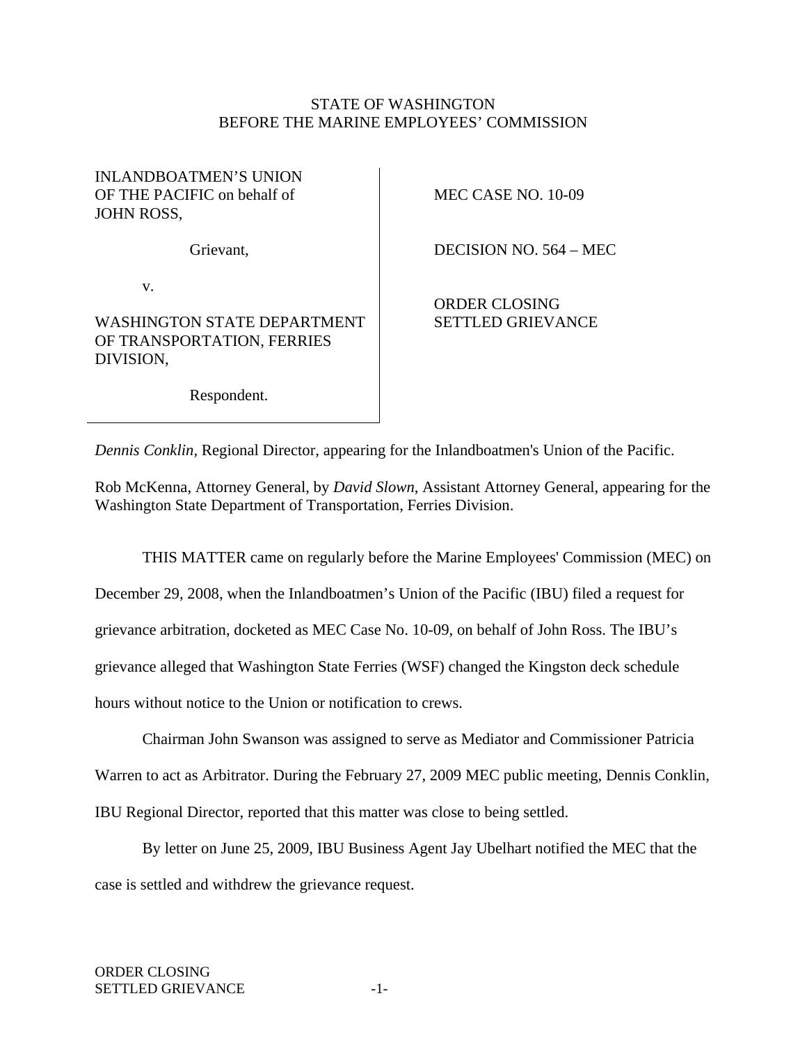STATE OF WASHINGTON
BEFORE THE MARINE EMPLOYEES' COMMISSION

| | |
|---|---|
| INLANDBOATMEN'S UNION OF THE PACIFIC on behalf of JOHN ROSS,<br><br>Grievant,<br><br>v.<br><br>WASHINGTON STATE DEPARTMENT OF TRANSPORTATION, FERRIES DIVISION,<br><br>Respondent. | MEC CASE NO. 10-09<br><br>DECISION NO. 564 – MEC<br><br>ORDER CLOSING SETTLED GRIEVANCE |

*Dennis Conklin*, Regional Director, appearing for the Inlandboatmen's Union of the Pacific.

Rob McKenna, Attorney General, by *David Slown*, Assistant Attorney General, appearing for the Washington State Department of Transportation, Ferries Division.

THIS MATTER came on regularly before the Marine Employees' Commission (MEC) on December 29, 2008, when the Inlandboatmen's Union of the Pacific (IBU) filed a request for grievance arbitration, docketed as MEC Case No. 10-09, on behalf of John Ross. The IBU's grievance alleged that Washington State Ferries (WSF) changed the Kingston deck schedule hours without notice to the Union or notification to crews.

Chairman John Swanson was assigned to serve as Mediator and Commissioner Patricia Warren to act as Arbitrator. During the February 27, 2009 MEC public meeting, Dennis Conklin, IBU Regional Director, reported that this matter was close to being settled.

By letter on June 25, 2009, IBU Business Agent Jay Ubelhart notified the MEC that the case is settled and withdrew the grievance request.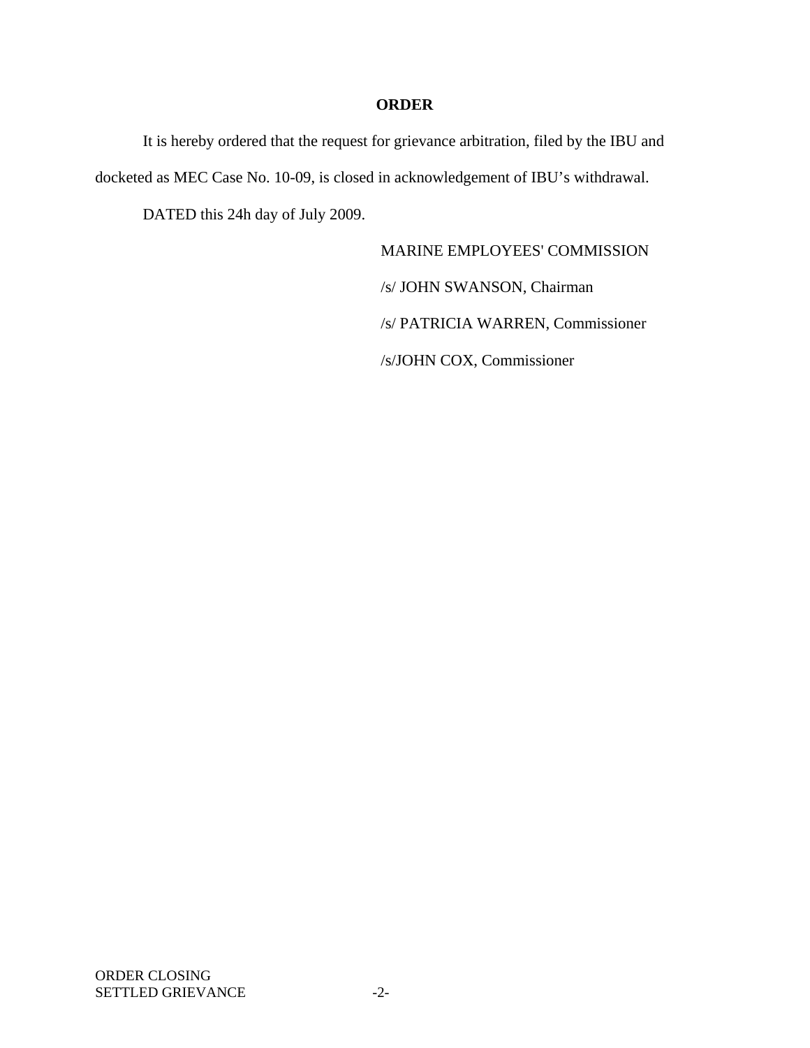**ORDER**

It is hereby ordered that the request for grievance arbitration, filed by the IBU and docketed as MEC Case No. 10-09, is closed in acknowledgement of IBU's withdrawal.

DATED this 24h day of July 2009.

MARINE EMPLOYEES' COMMISSION

/s/ JOHN SWANSON, Chairman

/s/ PATRICIA WARREN, Commissioner

/s/JOHN COX, Commissioner